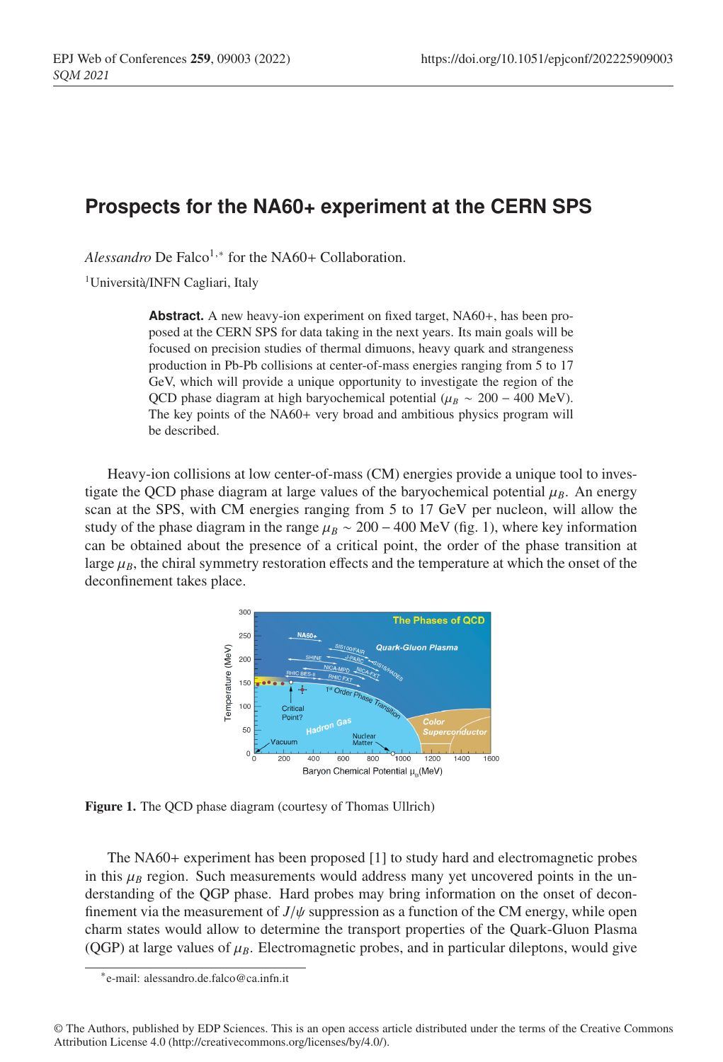# Prospects for the NA60+ experiment at the CERN SPS

*Alessandro* De Falco[1,*] for the NA60+ Collaboration.

[1]Università/INFN Cagliari, Italy

**Abstract.** A new heavy-ion experiment on fixed target, NA60+, has been proposed at the CERN SPS for data taking in the next years. Its main goals will be focused on precision studies of thermal dimuons, heavy quark and strangeness production in Pb-Pb collisions at center-of-mass energies ranging from 5 to 17 GeV, which will provide a unique opportunity to investigate the region of the QCD phase diagram at high baryochemical potential ($\mu_B \sim 200 - 400$ MeV). The key points of the NA60+ very broad and ambitious physics program will be described.

Heavy-ion collisions at low center-of-mass (CM) energies provide a unique tool to investigate the QCD phase diagram at large values of the baryochemical potential $\mu_B$. An energy scan at the SPS, with CM energies ranging from 5 to 17 GeV per nucleon, will allow the study of the phase diagram in the range $\mu_B \sim 200 - 400$ MeV (fig. 1), where key information can be obtained about the presence of a critical point, the order of the phase transition at large $\mu_B$, the chiral symmetry restoration effects and the temperature at which the onset of the deconfinement takes place.

**Figure 1.** The QCD phase diagram (courtesy of Thomas Ullrich)

The NA60+ experiment has been proposed [1] to study hard and electromagnetic probes in this $\mu_B$ region. Such measurements would address many yet uncovered points in the understanding of the QGP phase. Hard probes may bring information on the onset of deconfinement via the measurement of $J/\psi$ suppression as a function of the CM energy, while open charm states would allow to determine the transport properties of the Quark-Gluon Plasma (QGP) at large values of $\mu_B$. Electromagnetic probes, and in particular dileptons, would give

*e-mail: alessandro.de.falco@ca.infn.it

© The Authors, published by EDP Sciences. This is an open access article distributed under the terms of the Creative Commons Attribution License 4.0 (http://creativecommons.org/licenses/by/4.0/).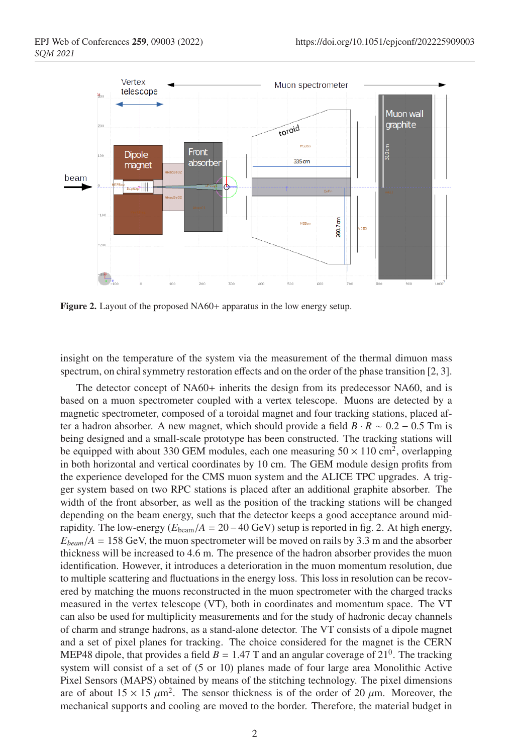Figure 2. Layout of the proposed NA60+ apparatus in the low energy setup.

insight on the temperature of the system via the measurement of the thermal dimuon mass spectrum, on chiral symmetry restoration effects and on the order of the phase transition [2, 3].

The detector concept of NA60+ inherits the design from its predecessor NA60, and is based on a muon spectrometer coupled with a vertex telescope. Muons are detected by a magnetic spectrometer, composed of a toroidal magnet and four tracking stations, placed after a hadron absorber. A new magnet, which should provide a field $B \cdot R \sim 0.2 - 0.5$ Tm is being designed and a small-scale prototype has been constructed. The tracking stations will be equipped with about 330 GEM modules, each one measuring $50 \times 110$ cm$^2$, overlapping in both horizontal and vertical coordinates by 10 cm. The GEM module design profits from the experience developed for the CMS muon system and the ALICE TPC upgrades. A trigger system based on two RPC stations is placed after an additional graphite absorber. The width of the front absorber, as well as the position of the tracking stations will be changed depending on the beam energy, such that the detector keeps a good acceptance around mid-rapidity. The low-energy ($E_{\rm beam}/A = 20 - 40$ GeV) setup is reported in fig. 2. At high energy, $E_{beam}/A = 158$ GeV, the muon spectrometer will be moved on rails by 3.3 m and the absorber thickness will be increased to 4.6 m. The presence of the hadron absorber provides the muon identification. However, it introduces a deterioration in the muon momentum resolution, due to multiple scattering and fluctuations in the energy loss. This loss in resolution can be recovered by matching the muons reconstructed in the muon spectrometer with the charged tracks measured in the vertex telescope (VT), both in coordinates and momentum space. The VT can also be used for multiplicity measurements and for the study of hadronic decay channels of charm and strange hadrons, as a stand-alone detector. The VT consists of a dipole magnet and a set of pixel planes for tracking. The choice considered for the magnet is the CERN MEP48 dipole, that provides a field $B = 1.47$ T and an angular coverage of $21^0$. The tracking system will consist of a set of (5 or 10) planes made of four large area Monolithic Active Pixel Sensors (MAPS) obtained by means of the stitching technology. The pixel dimensions are of about $15 \times 15$ $\mu$m$^2$. The sensor thickness is of the order of 20 $\mu$m. Moreover, the mechanical supports and cooling are moved to the border. Therefore, the material budget in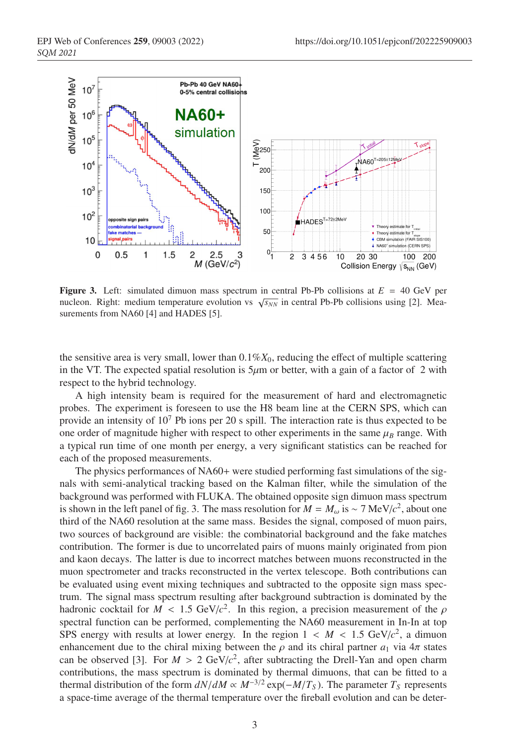**Figure 3.** Left: simulated dimuon mass spectrum in central Pb-Pb collisions at $E = 40$ GeV per nucleon. Right: medium temperature evolution vs $\sqrt{s_{NN}}$ in central Pb-Pb collisions using [2]. Measurements from NA60 [4] and HADES [5].

the sensitive area is very small, lower than $0.1\%X_0$, reducing the effect of multiple scattering in the VT. The expected spatial resolution is $5\mu$m or better, with a gain of a factor of 2 with respect to the hybrid technology.

A high intensity beam is required for the measurement of hard and electromagnetic probes. The experiment is foreseen to use the H8 beam line at the CERN SPS, which can provide an intensity of $10^7$ Pb ions per 20 s spill. The interaction rate is thus expected to be one order of magnitude higher with respect to other experiments in the same $\mu_B$ range. With a typical run time of one month per energy, a very significant statistics can be reached for each of the proposed measurements.

The physics performances of NA60+ were studied performing fast simulations of the signals with semi-analytical tracking based on the Kalman filter, while the simulation of the background was performed with FLUKA. The obtained opposite sign dimuon mass spectrum is shown in the left panel of fig. 3. The mass resolution for $M = M_\omega$ is $\sim 7$ MeV/$c^2$, about one third of the NA60 resolution at the same mass. Besides the signal, composed of muon pairs, two sources of background are visible: the combinatorial background and the fake matches contribution. The former is due to uncorrelated pairs of muons mainly originated from pion and kaon decays. The latter is due to incorrect matches between muons reconstructed in the muon spectrometer and tracks reconstructed in the vertex telescope. Both contributions can be evaluated using event mixing techniques and subtracted to the opposite sign mass spectrum. The signal mass spectrum resulting after background subtraction is dominated by the hadronic cocktail for $M < 1.5$ GeV/$c^2$. In this region, a precision measurement of the $\rho$ spectral function can be performed, complementing the NA60 measurement in In-In at top SPS energy with results at lower energy. In the region $1 < M < 1.5$ GeV/$c^2$, a dimuon enhancement due to the chiral mixing between the $\rho$ and its chiral partner $a_1$ via $4\pi$ states can be observed [3]. For $M > 2$ GeV/$c^2$, after subtracting the Drell-Yan and open charm contributions, the mass spectrum is dominated by thermal dimuons, that can be fitted to a thermal distribution of the form $dN/dM \propto M^{-3/2} \exp(-M/T_S)$. The parameter $T_S$ represents a space-time average of the thermal temperature over the fireball evolution and can be deter-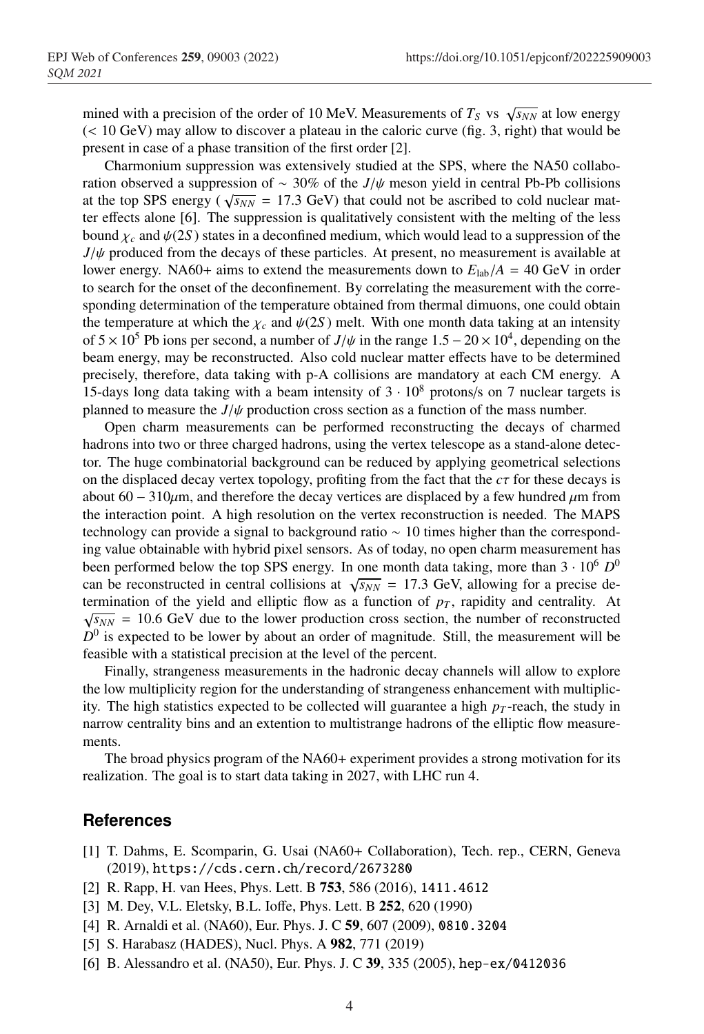mined with a precision of the order of 10 MeV. Measurements of $T_S$ vs $\sqrt{s_{NN}}$ at low energy (< 10 GeV) may allow to discover a plateau in the caloric curve (fig. 3, right) that would be present in case of a phase transition of the first order [2].

Charmonium suppression was extensively studied at the SPS, where the NA50 collaboration observed a suppression of $\sim 30\%$ of the $J/\psi$ meson yield in central Pb-Pb collisions at the top SPS energy ($\sqrt{s_{NN}} = 17.3$ GeV) that could not be ascribed to cold nuclear matter effects alone [6]. The suppression is qualitatively consistent with the melting of the less bound $\chi_c$ and $\psi(2S)$ states in a deconfined medium, which would lead to a suppression of the $J/\psi$ produced from the decays of these particles. At present, no measurement is available at lower energy. NA60+ aims to extend the measurements down to $E_{\text{lab}}/A = 40$ GeV in order to search for the onset of the deconfinement. By correlating the measurement with the corresponding determination of the temperature obtained from thermal dimuons, one could obtain the temperature at which the $\chi_c$ and $\psi(2S)$ melt. With one month data taking at an intensity of $5 \times 10^5$ Pb ions per second, a number of $J/\psi$ in the range $1.5 - 20 \times 10^4$, depending on the beam energy, may be reconstructed. Also cold nuclear matter effects have to be determined precisely, therefore, data taking with p-A collisions are mandatory at each CM energy. A 15-days long data taking with a beam intensity of $3 \cdot 10^8$ protons/s on 7 nuclear targets is planned to measure the $J/\psi$ production cross section as a function of the mass number.

Open charm measurements can be performed reconstructing the decays of charmed hadrons into two or three charged hadrons, using the vertex telescope as a stand-alone detector. The huge combinatorial background can be reduced by applying geometrical selections on the displaced decay vertex topology, profiting from the fact that the $c\tau$ for these decays is about $60 - 310\mu$m, and therefore the decay vertices are displaced by a few hundred $\mu$m from the interaction point. A high resolution on the vertex reconstruction is needed. The MAPS technology can provide a signal to background ratio $\sim 10$ times higher than the corresponding value obtainable with hybrid pixel sensors. As of today, no open charm measurement has been performed below the top SPS energy. In one month data taking, more than $3 \cdot 10^6$ $D^0$ can be reconstructed in central collisions at $\sqrt{s_{NN}} = 17.3$ GeV, allowing for a precise determination of the yield and elliptic flow as a function of $p_T$, rapidity and centrality. At $\sqrt{s_{NN}} = 10.6$ GeV due to the lower production cross section, the number of reconstructed $D^0$ is expected to be lower by about an order of magnitude. Still, the measurement will be feasible with a statistical precision at the level of the percent.

Finally, strangeness measurements in the hadronic decay channels will allow to explore the low multiplicity region for the understanding of strangeness enhancement with multiplicity. The high statistics expected to be collected will guarantee a high $p_T$-reach, the study in narrow centrality bins and an extention to multistrange hadrons of the elliptic flow measurements.

The broad physics program of the NA60+ experiment provides a strong motivation for its realization. The goal is to start data taking in 2027, with LHC run 4.

## References

[1] T. Dahms, E. Scomparin, G. Usai (NA60+ Collaboration), Tech. rep., CERN, Geneva (2019), https://cds.cern.ch/record/2673280

[2] R. Rapp, H. van Hees, Phys. Lett. B **753**, 586 (2016), 1411.4612

[3] M. Dey, V.L. Eletsky, B.L. Ioffe, Phys. Lett. B **252**, 620 (1990)

[4] R. Arnaldi et al. (NA60), Eur. Phys. J. C **59**, 607 (2009), 0810.3204

[5] S. Harabasz (HADES), Nucl. Phys. A **982**, 771 (2019)

[6] B. Alessandro et al. (NA50), Eur. Phys. J. C **39**, 335 (2005), hep-ex/0412036